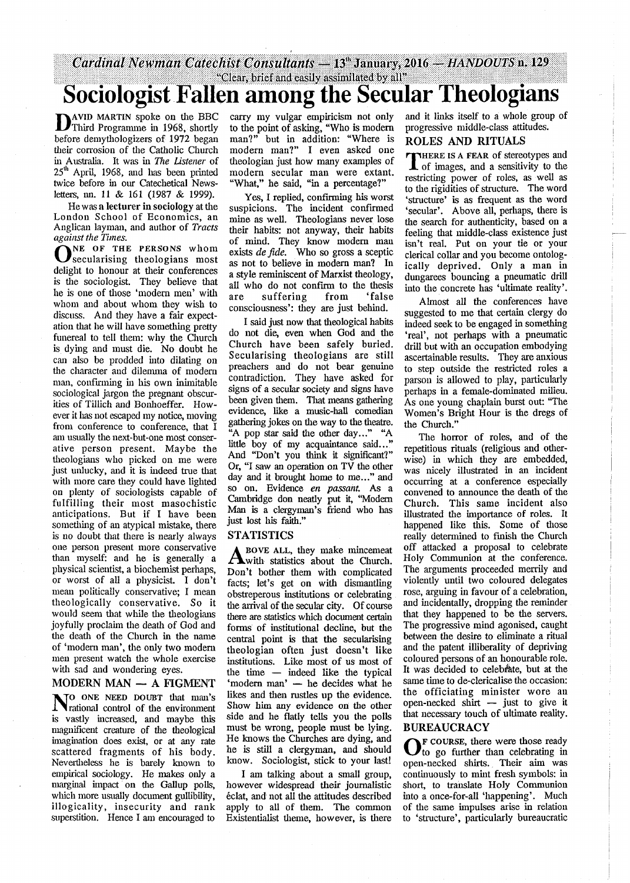Cardinal Newman Catechist Consultants — 13th January, 2016 — HANDOUTS n. 129

"Clear, brief and easily assimilated by all"

# Sociologist Fallen among the Secular Theologians

DAVID MARTIN spoke on the BBC Third Programme in 1968, shortly before demythologizers of 1972 began their corrosion of the Catholic Church in Australia. It was in *The Listener* of 25th April, 1968, and has been printed twice before in our Catechetical Newsletters, nn. 11 & 161 (1987 & 1999).

He was **a lecturer in sociology** at the London School of Economics, an Anglican layman, and author of *Tracts against the Times*.

ONE OF THE PERSONS whom secularising theologians most delight to honour at their conferences is the sociologist. They believe that he is one of those 'modern men' with whom and about whom they wish to discuss. And they have a fair expectation that he will have something pretty funereal to tell them: why the Church is dying and must die. No doubt he can also be prodded into dilating on the character and dilemma of modern man, confirming in his own inimitable sociological jargon the pregnant obscurities of Tillich and Bonhoeffer. However it has not escaped my notice, moving from conference to conference, that I am usually the next-but-one most conservative person present. Maybe the theologians who picked on me were just unlucky, and it is indeed true that with more care they could have lighted on plenty of sociologists capable of fulfilling their most masochistic anticipations. But if I have been something of an atypical mistake, there is no doubt that there is nearly always one person present more conservative than myself: and he is generally a physical scientist, a biochemist perhaps, or worst of all a physicist. I don't mean politically conservative; I mean theologically conservative. So it would seem that while the theologians joyfully proclaim the death of God and the death of the Church in the name of 'modern man', the only two modern men present watch the whole exercise with sad and wondering eyes.

## MODERN MAN — A FIGMENT

NO ONE NEED DOUBT that man's rational control of the environment is vastly increased, and maybe this magnificent creature of the theological imagination does exist, or at any rate scattered fragments of his body. Nevertheless he is barely known to empirical sociology. He makes only a marginal impact on the Gallup polls, which more usually document gullibility, illogicality, insecurity and rank superstition. Hence I am encouraged to carry my vulgar empiricism not only to the point of asking, "Who is modern man?" but in addition: "Where is modern man?" I even asked one theologian just how many examples of modern secular man were extant. "What," he said, "in a percentage?"

Yes, I replied, confirming his worst suspicions. The incident confirmed mine as well. Theologians never lose their habits: not anyway, their habits of mind. They know modern man exists *de fide*. Who so gross a sceptic as not to believe in modern man? In a style reminiscent of Marxist theology, all who do not confirm to the thesis are suffering from 'false consciousness': they are just behind.

I said just now that theological habits do not die, even when God and the Church have been safely buried. Secularising theologians are still preachers and do not bear genuine contradiction. They have asked for signs of a secular society and signs have been given them. That means gathering evidence, like a music-hall comedian gathering jokes on the way to the theatre. "A pop star said the other day..." "A little boy of my acquaintance said..." And "Don't you think it significant?" Or, "I saw an operation on TV the other day and it brought home to me..." and so on. Evidence *en passant*. As a Cambridge don neatly put it, "Modern Man is a clergyman's friend who has just lost his faith."

## STATISTICS

ABOVE ALL, they make mincemeat with statistics about the Church. Don't bother them with complicated facts; let's get on with dismantling obstreperous institutions or celebrating the arrival of the secular city. Of course there are statistics which document certain forms of institutional decline, but the central point is that the secularising theologian often just doesn't like institutions. Like most of us most of the time — indeed like the typical 'modern man' — he decides what he likes and then rustles up the evidence. Show him any evidence on the other side and he flatly tells you the polls must be wrong, people must be lying. He knows the Churches are dying, and he is still a clergyman, and should know. Sociologist, stick to your last!

I am talking about a small group, however widespread their journalistic éclat, and not all the attitudes described apply to all of them. The common Existentialist theme, however, is there and it links itself to a whole group of progressive middle-class attitudes.

## ROLES AND RITUALS

THERE IS A FEAR of stereotypes and of images, and a sensitivity to the restricting power of roles, as well as to the rigidities of structure. The word 'structure' is as frequent as the word 'secular'. Above all, perhaps, there is the search for authenticity, based on a feeling that middle-class existence just isn't real. Put on your tie or your clerical collar and you become ontologically deprived. Only a man in dungarees bouncing a pneumatic drill into the concrete has 'ultimate reality'.

Almost all the conferences have suggested to me that certain clergy do indeed seek to be engaged in something 'real', not perhaps with a pneumatic drill but with an occupation embodying ascertainable results. They are anxious to step outside the restricted roles a parson is allowed to play, particularly perhaps in a female-dominated milieu. As one young chaplain burst out: "The Women's Bright Hour is the dregs of the Church."

The horror of roles, and of the repetitious rituals (religious and otherwise) in which they are embedded, was nicely illustrated in an incident occurring at a conference especially convened to announce the death of the Church. This same incident also illustrated the importance of roles. It happened like this. Some of those really determined to finish the Church off attacked a proposal to celebrate Holy Communion at the conference. The arguments proceeded merrily and violently until two coloured delegates rose, arguing in favour of a celebration, and incidentally, dropping the reminder that they happened to be the servers. The progressive mind agonised, caught between the desire to eliminate a ritual and the patent illiberality of depriving coloured persons of an honourable role. It was decided to celebrate, but at the same time to de-clericalise the occasion: the officiating minister wore an open-necked shirt — just to give it that necessary touch of ultimate reality.

## BUREAUCRACY

OF COURSE, there were those ready to go further than celebrating in open-necked shirts. Their aim was continuously to mint fresh symbols: in short, to translate Holy Communion into a once-for-all 'happening'. Much of the same impulses arise in relation to 'structure', particularly bureaucratic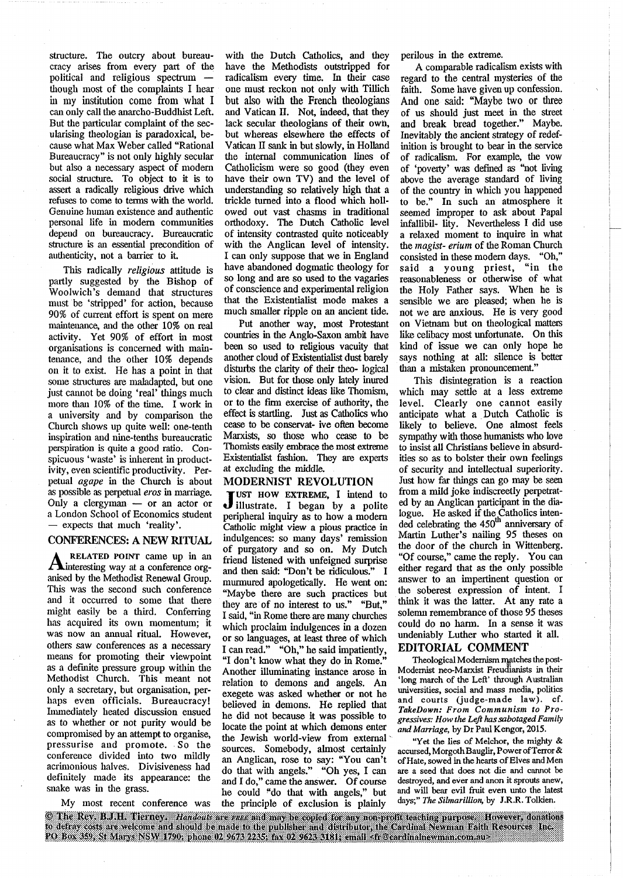structure. The outcry about bureaucracy arises from every part of the political and religious spectrum — though most of the complaints I hear in my institution come from what I can only call the anarcho-Buddhist Left. But the particular complaint of the secularising theologian is paradoxical, because what Max Weber called "Rational Bureaucracy" is not only highly secular but also a necessary aspect of modern social structure. To object to it is to assert a radically religious drive which refuses to come to terms with the world. Genuine human existence and authentic personal life in modern communities depend on bureaucracy. Bureaucratic structure is an essential precondition of authenticity, not a barrier to it.

This radically *religious* attitude is partly suggested by the Bishop of Woolwich's demand that structures must be 'stripped' for action, because 90% of current effort is spent on mere maintenance, and the other 10% on real activity. Yet 90% of effort in most organisations is concerned with maintenance, and the other 10% depends on it to exist. He has a point in that some structures are maladapted, but one just cannot be doing 'real' things much more than 10% of the time. I work in a university and by comparison the Church shows up quite well: one-tenth inspiration and nine-tenths bureaucratic perspiration is quite a good ratio. Conspicuous 'waste' is inherent in productivity, even scientific productivity. Perpetual *agape* in the Church is about as possible as perpetual *eros* in marriage. Only a clergyman — or an actor or a London School of Economics student — expects that much 'reality'.

## CONFERENCES: A NEW RITUAL

A RELATED POINT came up in an interesting way at a conference organised by the Methodist Renewal Group. This was the second such conference and it occurred to some that there might easily be a third. Conferring has acquired its own momentum; it was now an annual ritual. However, others saw conferences as a necessary means for promoting their viewpoint as a definite pressure group within the Methodist Church. This meant not only a secretary, but organisation, perhaps even officials. Bureaucracy! Immediately heated discussion ensued as to whether or not purity would be compromised by an attempt to organise, pressurise and promote. So the conference divided into two mildly acrimonious halves. Divisiveness had definitely made its appearance: the snake was in the grass.

My most recent conference was with the Dutch Catholics, and they have the Methodists outstripped for radicalism every time. In their case one must reckon not only with Tillich but also with the French theologians and Vatican II. Not, indeed, that they lack secular theologians of their own, but whereas elsewhere the effects of Vatican II sank in but slowly, in Holland the internal communication lines of Catholicism were so good (they even have their own TV) and the level of understanding so relatively high that a trickle turned into a flood which hollowed out vast chasms in traditional orthodoxy. The Dutch Catholic level of intensity contrasted quite noticeably with the Anglican level of intensity. I can only suppose that we in England have abandoned dogmatic theology for so long and are so used to the vagaries of conscience and experimental religion that the Existentialist mode makes a much smaller ripple on an ancient tide.

Put another way, most Protestant countries in the Anglo-Saxon ambit have been so used to religious vacuity that another cloud of Existentialist dust barely disturbs the clarity of their theo- logical vision. But for those only lately inured to clear and distinct ideas like Thomism, or to the firm exercise of authority, the effect is startling. Just as Catholics who cease to be conservat- ive often become Marxists, so those who cease to be Thomists easily embrace the most extreme Existentialist fashion. They are experts at excluding the middle.

## MODERNIST REVOLUTION

JUST HOW EXTREME, I intend to illustrate. I began by a polite peripheral inquiry as to how a modern Catholic might view a pious practice in indulgences: so many days' remission of purgatory and so on. My Dutch friend listened with unfeigned surprise and then said: "Don't be ridiculous." I murmured apologetically. He went on: "Maybe there are such practices but they are of no interest to us." "But," I said, "in Rome there are many churches which proclaim indulgences in a dozen or so languages, at least three of which I can read." "Oh," he said impatiently, "I don't know what they do in Rome." Another illuminating instance arose in relation to demons and angels. An exegete was asked whether or not he believed in demons. He replied that he did not because it was possible to locate the point at which demons enter the Jewish world-view from external sources. Somebody, almost certainly an Anglican, rose to say: "You can't do that with angels." "Oh yes, I can and I do," came the answer. Of course he could "do that with angels," but the principle of exclusion is plainly perilous in the extreme.

A comparable radicalism exists with regard to the central mysteries of the faith. Some have given up confession. And one said: "Maybe two or three of us should just meet in the street and break bread together." Maybe. Inevitably the ancient strategy of redefinition is brought to bear in the service of radicalism. For example, the vow of 'poverty' was defined as "not living above the average standard of living of the country in which you happened to be." In such an atmosphere it seemed improper to ask about Papal infallibil- lity. Nevertheless I did use a relaxed moment to inquire in what the *magist- erium* of the Roman Church consisted in these modern days. "Oh," said a young priest, "in the reasonableness or otherwise of what the Holy Father says. When he is sensible we are pleased; when he is not we are anxious. He is very good on Vietnam but on theological matters like celibacy most unfortunate. On this kind of issue we can only hope he says nothing at all: silence is better than a mistaken pronouncement."

This disintegration is a reaction which may settle at a less extreme level. Clearly one cannot easily anticipate what a Dutch Catholic is likely to believe. One almost feels sympathy with those humanists who love to insist all Christians believe in absurdities so as to bolster their own feelings of security and intellectual superiority. Just how far things can go may be seen from a mild joke indiscreetly perpetrated by an Anglican participant in the dialogue. He asked if the Catholics intended celebrating the 450th anniversary of Martin Luther's nailing 95 theses on the door of the church in Wittenberg. "Of course," came the reply. You can either regard that as the only possible answer to an impertinent question or the soberest expression of intent. I think it was the latter. At any rate a solemn remembrance of those 95 theses could do no harm. In a sense it was undeniably Luther who started it all.

## EDITORIAL COMMENT

Theological Modernism matches the post-Modernist neo-Marxist Freudianists in their 'long march of the Left' through Australian universities, social and mass media, politics and courts (judge-made law). cf. *TakeDown: From Communism to Progressives: How the Left has sabotaged Family and Marriage*, by Dr Paul Kengor, 2015.

"Yet the lies of Melchor, the mighty & accursed, Morgoth Bauglir, Power of Terror & of Hate, sowed in the hearts of Elves and Men are a seed that does not die and cannot be destroyed, and ever and anon it sprouts anew, and will bear evil fruit even unto the latest days;" *The Silmarillion*, by J.R.R. Tolkien.

© The Rev. B.J.H. Tierney. *Handouts* are FREE and may be copied for any non-profit teaching purpose. However, donations to defray costs are welcome and should be made to the publisher and distributor, the Cardinal Newman Faith Resources Inc. PO Box 359, St Marys NSW 1790; phone 02 9673 2235; fax 02 9623 3181; email <fr@cardinalnewman.com.au>